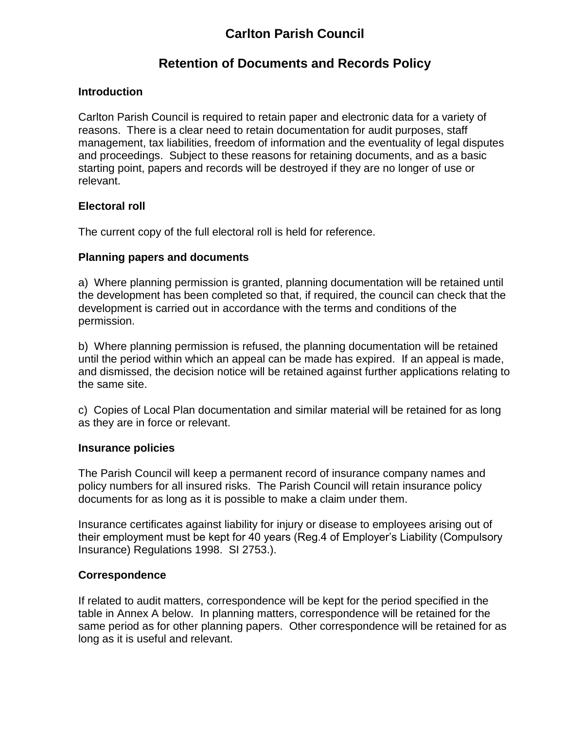# Carlton Parish Council

## Retention of Documents and Records Policy

### Introduction

Carlton Parish Council is required to retain paper and electronic data for a variety of reasons. There is a clear need to retain documentation for audit purposes, staff management, tax liabilities, freedom of information and the eventuality of legal disputes and proceedings. Subject to these reasons for retaining documents, and as a basic starting point, papers and records will be destroyed if they are no longer of use or relevant.

### Electoral roll

The current copy of the full electoral roll is held for reference.

### Planning papers and documents

a) Where planning permission is granted, planning documentation will be retained until the development has been completed so that, if required, the council can check that the development is carried out in accordance with the terms and conditions of the permission.

b) Where planning permission is refused, the planning documentation will be retained until the period within which an appeal can be made has expired. If an appeal is made, and dismissed, the decision notice will be retained against further applications relating to the same site.

c) Copies of Local Plan documentation and similar material will be retained for as long as they are in force or relevant.

### Insurance policies

The Parish Council will keep a permanent record of insurance company names and policy numbers for all insured risks. The Parish Council will retain insurance policy documents for as long as it is possible to make a claim under them.

Insurance certificates against liability for injury or disease to employees arising out of their employment must be kept for 40 years (Reg.4 of Employer's Liability (Compulsory Insurance) Regulations 1998. SI 2753.).

### Correspondence

If related to audit matters, correspondence will be kept for the period specified in the table in Annex A below. In planning matters, correspondence will be retained for the same period as for other planning papers. Other correspondence will be retained for as long as it is useful and relevant.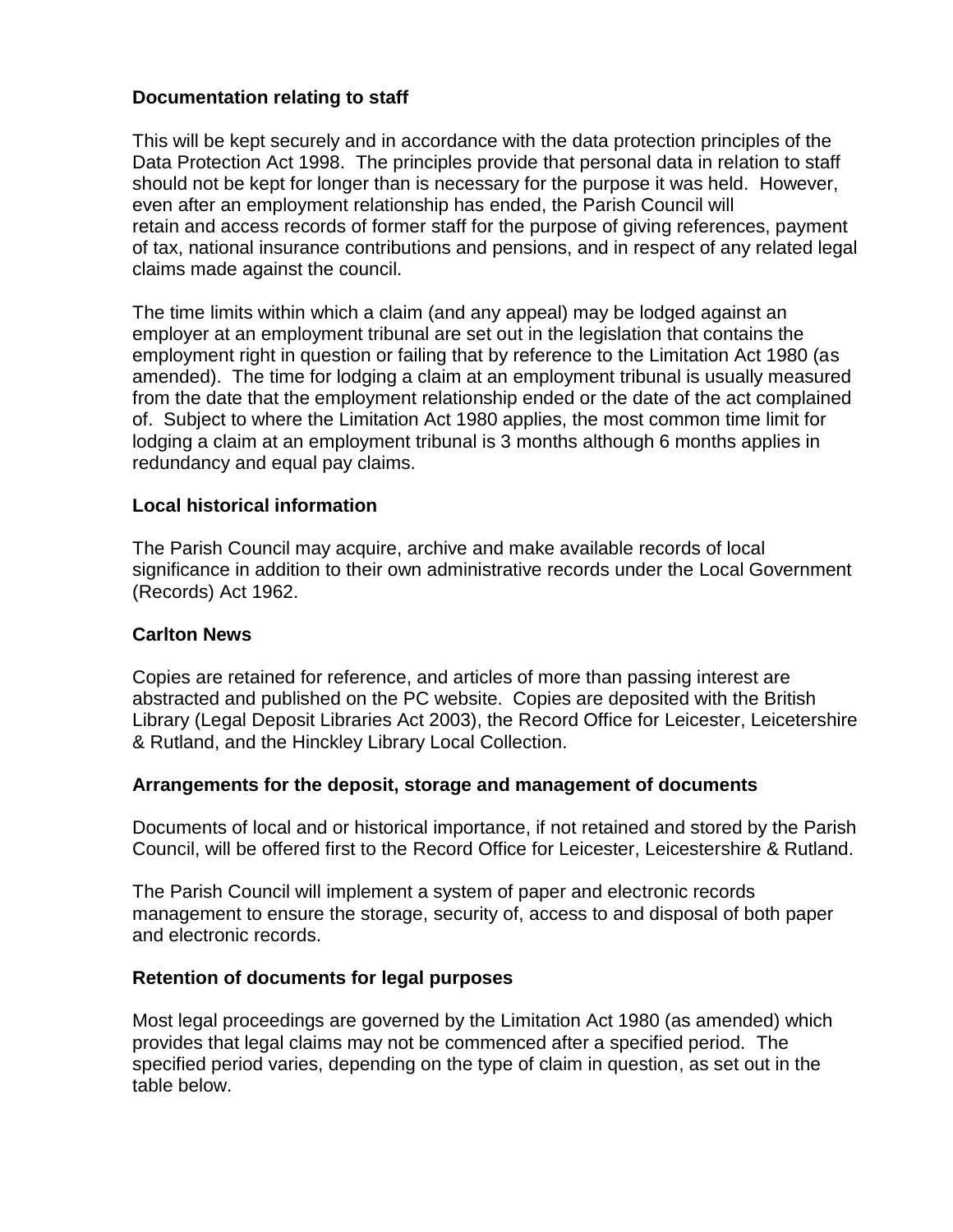**Documentation relating to staff**

This will be kept securely and in accordance with the data protection principles of the Data Protection Act 1998. The principles provide that personal data in relation to staff should not be kept for longer than is necessary for the purpose it was held. However, even after an employment relationship has ended, the Parish Council will retain and access records of former staff for the purpose of giving references, payment of tax, national insurance contributions and pensions, and in respect of any related legal claims made against the council.

The time limits within which a claim (and any appeal) may be lodged against an employer at an employment tribunal are set out in the legislation that contains the employment right in question or failing that by reference to the Limitation Act 1980 (as amended). The time for lodging a claim at an employment tribunal is usually measured from the date that the employment relationship ended or the date of the act complained of. Subject to where the Limitation Act 1980 applies, the most common time limit for lodging a claim at an employment tribunal is 3 months although 6 months applies in redundancy and equal pay claims.

**Local historical information**

The Parish Council may acquire, archive and make available records of local significance in addition to their own administrative records under the Local Government (Records) Act 1962.

**Carlton News**

Copies are retained for reference, and articles of more than passing interest are abstracted and published on the PC website. Copies are deposited with the British Library (Legal Deposit Libraries Act 2003), the Record Office for Leicester, Leicetershire & Rutland, and the Hinckley Library Local Collection.

**Arrangements for the deposit, storage and management of documents**

Documents of local and or historical importance, if not retained and stored by the Parish Council, will be offered first to the Record Office for Leicester, Leicestershire & Rutland.

The Parish Council will implement a system of paper and electronic records management to ensure the storage, security of, access to and disposal of both paper and electronic records.

**Retention of documents for legal purposes**

Most legal proceedings are governed by the Limitation Act 1980 (as amended) which provides that legal claims may not be commenced after a specified period. The specified period varies, depending on the type of claim in question, as set out in the table below.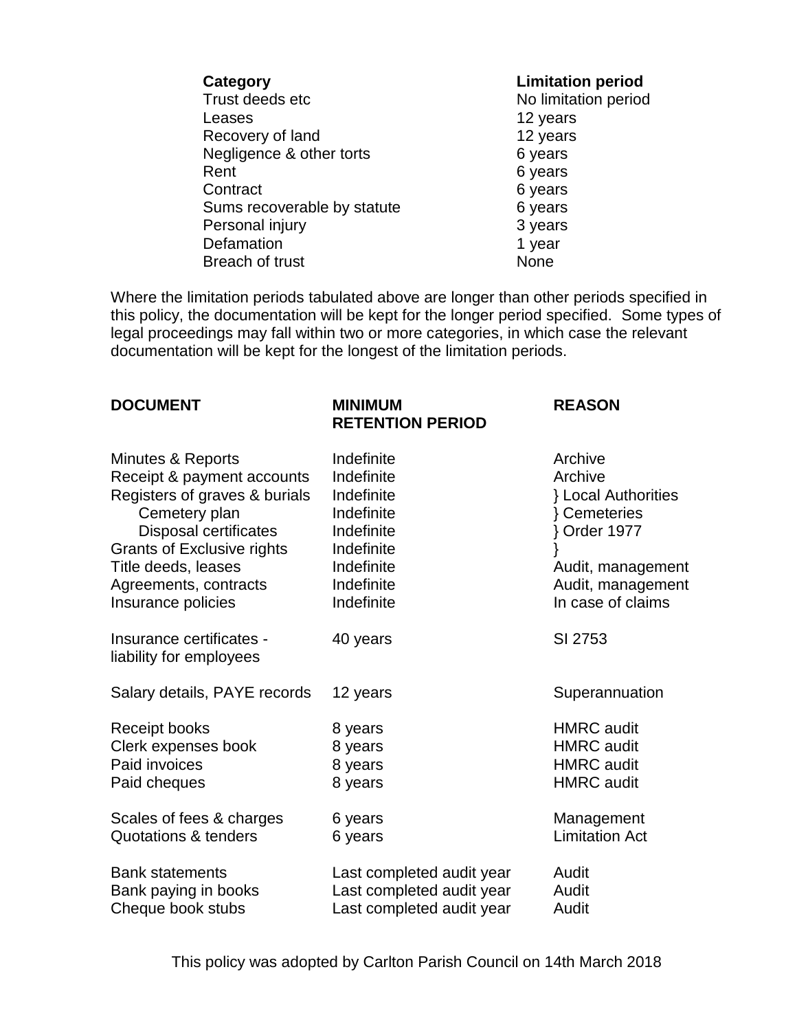| Category | Limitation period |
|---|---|
| Trust deeds etc | No limitation period |
| Leases | 12 years |
| Recovery of land | 12 years |
| Negligence & other torts | 6 years |
| Rent | 6 years |
| Contract | 6 years |
| Sums recoverable by statute | 6 years |
| Personal injury | 3 years |
| Defamation | 1 year |
| Breach of trust | None |

Where the limitation periods tabulated above are longer than other periods specified in this policy, the documentation will be kept for the longer period specified. Some types of legal proceedings may fall within two or more categories, in which case the relevant documentation will be kept for the longest of the limitation periods.

| DOCUMENT | MINIMUM RETENTION PERIOD | REASON |
|---|---|---|
| Minutes & Reports | Indefinite | Archive |
| Receipt & payment accounts | Indefinite | Archive |
| Registers of graves & burials | Indefinite | } Local Authorities |
| Cemetery plan | Indefinite | } Cemeteries |
| Disposal certificates | Indefinite | } Order 1977 |
| Grants of Exclusive rights | Indefinite | } |
| Title deeds, leases | Indefinite | Audit, management |
| Agreements, contracts | Indefinite | Audit, management |
| Insurance policies | Indefinite | In case of claims |
| Insurance certificates - liability for employees | 40 years | SI 2753 |
| Salary details, PAYE records | 12 years | Superannuation |
| Receipt books | 8 years | HMRC audit |
| Clerk expenses book | 8 years | HMRC audit |
| Paid invoices | 8 years | HMRC audit |
| Paid cheques | 8 years | HMRC audit |
| Scales of fees & charges | 6 years | Management |
| Quotations & tenders | 6 years | Limitation Act |
| Bank statements | Last completed audit year | Audit |
| Bank paying in books | Last completed audit year | Audit |
| Cheque book stubs | Last completed audit year | Audit |

This policy was adopted by Carlton Parish Council on 14th March 2018